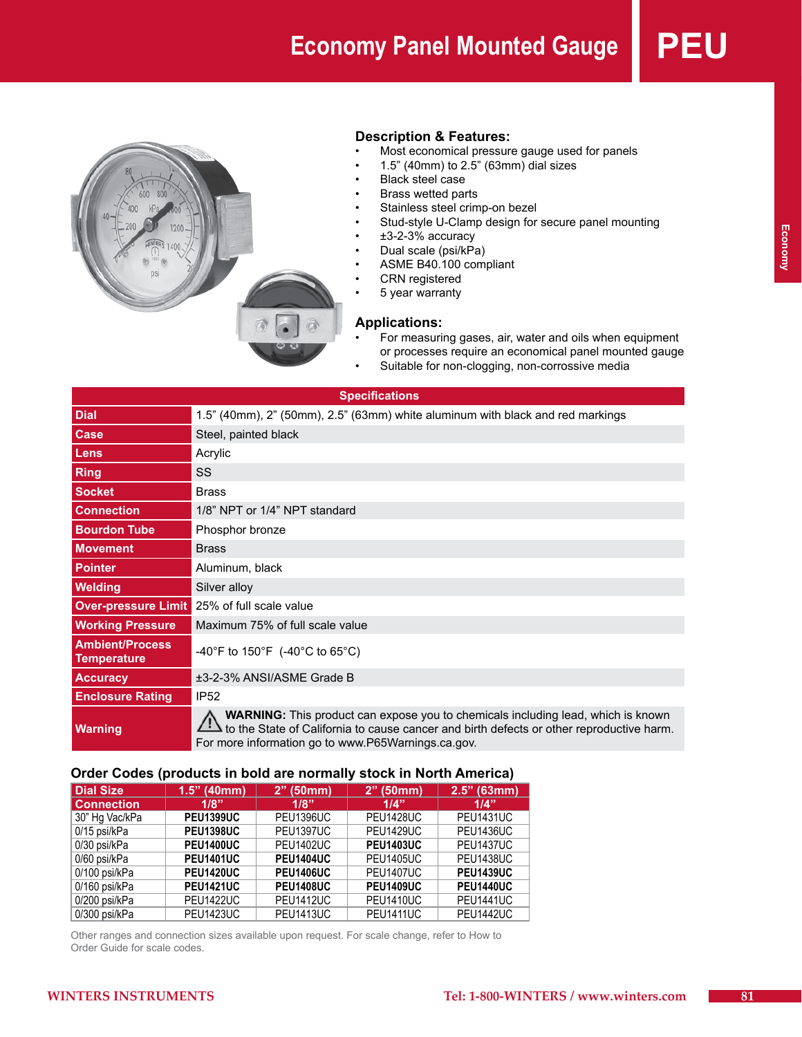# Economy Panel Mounted Gauge

# PEU

## Description & Features:

- Most economical pressure gauge used for panels
- 1.5” (40mm) to 2.5” (63mm) dial sizes
- Black steel case
- Brass wetted parts
- Stainless steel crimp-on bezel
- Stud-style U-Clamp design for secure panel mounting
- ±3-2-3% accuracy
- Dual scale (psi/kPa)
- ASME B40.100 compliant
- CRN registered
- 5 year warranty

## Applications:

- For measuring gases, air, water and oils when equipment or processes require an economical panel mounted gauge
- Suitable for non-clogging, non-corrossive media

| Specifications | |
|---|---|
| **Dial** | 1.5” (40mm), 2” (50mm), 2.5” (63mm) white aluminum with black and red markings |
| **Case** | Steel, painted black |
| **Lens** | Acrylic |
| **Ring** | SS |
| **Socket** | Brass |
| **Connection** | 1/8” NPT or 1/4” NPT standard |
| **Bourdon Tube** | Phosphor bronze |
| **Movement** | Brass |
| **Pointer** | Aluminum, black |
| **Welding** | Silver alloy |
| **Over-pressure Limit** | 25% of full scale value |
| **Working Pressure** | Maximum 75% of full scale value |
| **Ambient/Process Temperature** | -40°F to 150°F (-40°C to 65°C) |
| **Accuracy** | ±3-2-3% ANSI/ASME Grade B |
| **Enclosure Rating** | IP52 |
| **Warning** | ⚠ **WARNING:** This product can expose you to chemicals including lead, which is known to the State of California to cause cancer and birth defects or other reproductive harm. For more information go to www.P65Warnings.ca.gov. |

## Order Codes (products in bold are normally stock in North America)

| Dial Size | 1.5” (40mm) | 2” (50mm) | 2” (50mm) | 2.5” (63mm) |
|---|---|---|---|---|
| **Connection** | **1/8”** | **1/8”** | **1/4”** | **1/4”** |
| 30” Hg Vac/kPa | **PEU1399UC** | PEU1396UC | PEU1428UC | PEU1431UC |
| 0/15 psi/kPa | **PEU1398UC** | PEU1397UC | PEU1429UC | PEU1436UC |
| 0/30 psi/kPa | **PEU1400UC** | PEU1402UC | **PEU1403UC** | PEU1437UC |
| 0/60 psi/kPa | **PEU1401UC** | **PEU1404UC** | PEU1405UC | PEU1438UC |
| 0/100 psi/kPa | **PEU1420UC** | **PEU1406UC** | PEU1407UC | **PEU1439UC** |
| 0/160 psi/kPa | **PEU1421UC** | **PEU1408UC** | **PEU1409UC** | **PEU1440UC** |
| 0/200 psi/kPa | PEU1422UC | PEU1412UC | PEU1410UC | PEU1441UC |
| 0/300 psi/kPa | PEU1423UC | PEU1413UC | PEU1411UC | PEU1442UC |

Other ranges and connection sizes available upon request. For scale change, refer to How to Order Guide for scale codes.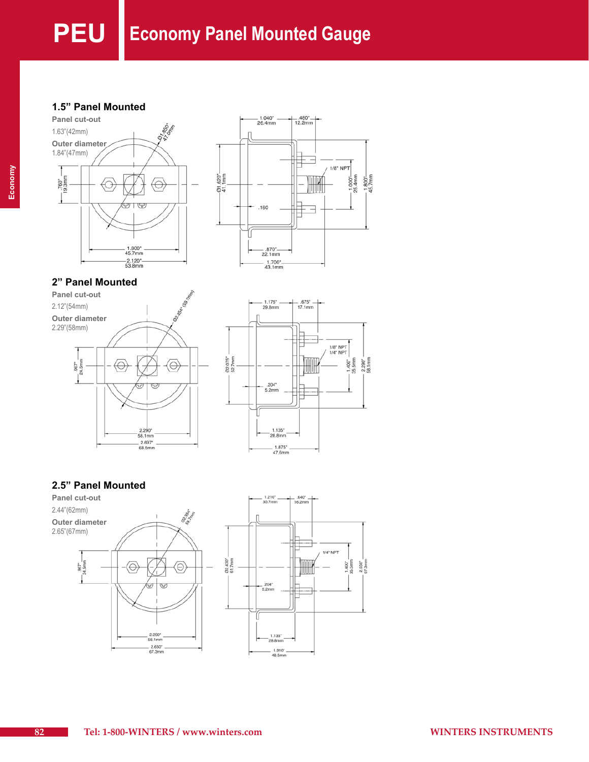# PEU Economy Panel Mounted Gauge

Economy

## 1.5” Panel Mounted

**Panel cut-out**

1.63”(42mm)

**Outer diameter**

1.84”(47mm)

Ø1.850"
47.0mm

.760"
19.3mm

1.800"
45.7mm

2.120"
53.8mm

1.040"
26.4mm

.480"
12.2mm

1/8" NPT

Ø1.620"
41.1mm

1.000"
25.4mm

1.800"
45.7mm

.160

.870"
22.1mm

1.700"
43.1mm

## 2” Panel Mounted

**Panel cut-out**

2.12”(54mm)

**Outer diameter**

2.29”(58mm)

Ø2.354" (59.7mm)

.967"
24.5mm

2.290"
58.1mm

2.697"
68.5mm

1.175"
29.8mm

.675"
17.1mm

1/8" NPT
1/4" NPT

Ø2.075"
52.7mm

.204"
5.2mm

1.400"
35.5mm

2.290"
58.1mm

1.135"
28.8mm

1.875"
47.6mm

## 2.5” Panel Mounted

**Panel cut-out**

2.44”(62mm)

**Outer diameter**

2.65”(67mm)

Ø2.354"
59.7mm

.967"
24.5mm

2.260"
58.1mm

2.650"
67.3mm

1.210"
30.7mm

.640"
16.2mm

1/4" NPT

Ø2.430"
61.7mm

.204"
5.2mm

1.400"
35.5mm

2.650"
67.3mm

1.135"
28.8mm

1.910"
48.5mm

Tel: 1-800-WINTERS / www.winters.com

WINTERS INSTRUMENTS